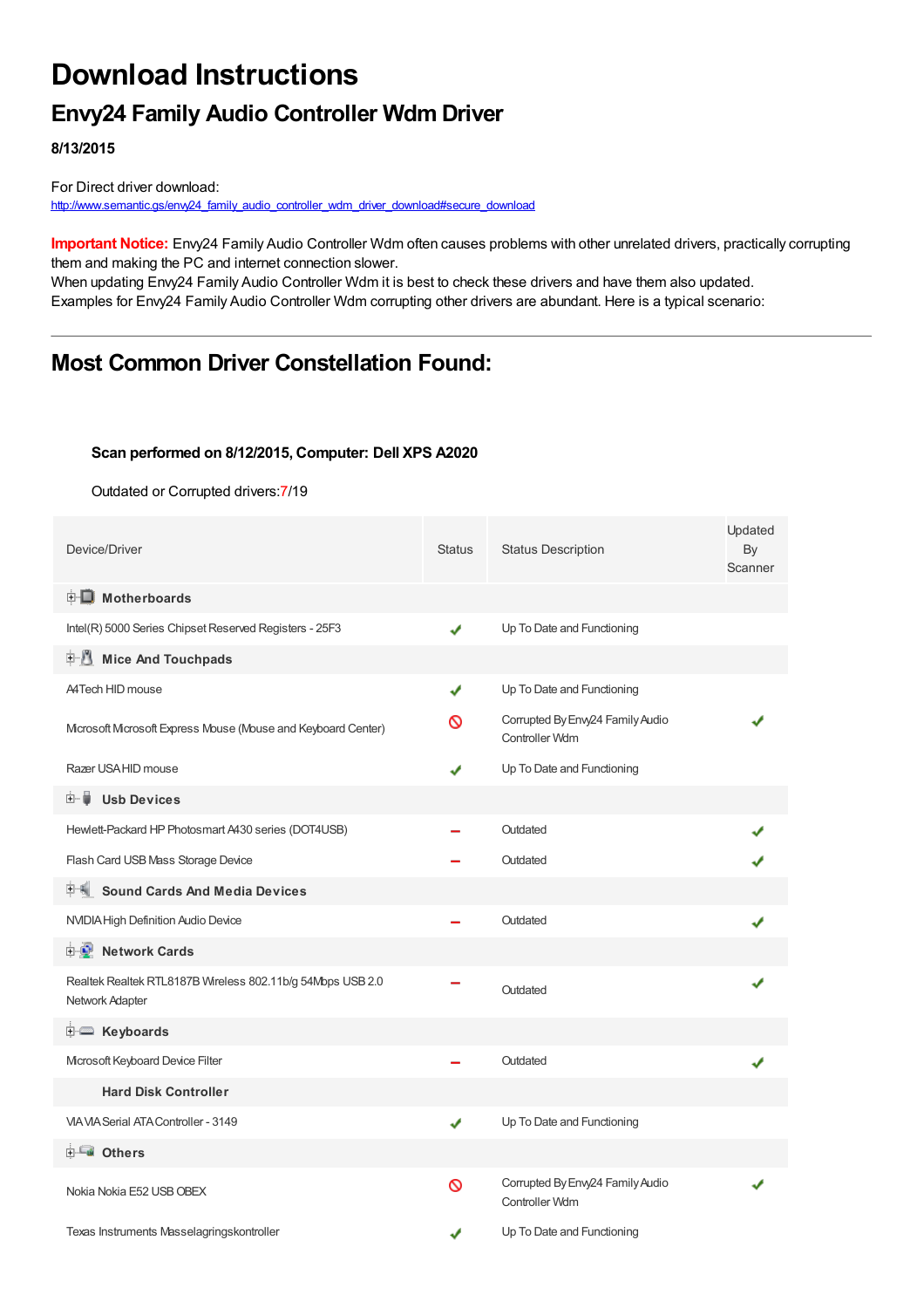# Download Instructions

## Envy24 Family Audio Controller Wdm Driver

**8/13/2015**

For Direct driver download:
http://www.semantic.gs/envy24_family_audio_controller_wdm_driver_download#secure_download

**Important Notice:** Envy24 Family Audio Controller Wdm often causes problems with other unrelated drivers, practically corrupting them and making the PC and internet connection slower.
When updating Envy24 Family Audio Controller Wdm it is best to check these drivers and have them also updated.
Examples for Envy24 Family Audio Controller Wdm corrupting other drivers are abundant. Here is a typical scenario:

---

## Most Common Driver Constellation Found:

**Scan performed on 8/12/2015, Computer: Dell XPS A2020**

Outdated or Corrupted drivers:7/19

| Device/Driver | Status | Status Description | Updated By Scanner |
|---|---|---|---|
| **Motherboards** | | | |
| Intel(R) 5000 Series Chipset Reserved Registers - 25F3 | ✔ | Up To Date and Functioning | |
| **Mice And Touchpads** | | | |
| A4Tech HID mouse | ✔ | Up To Date and Functioning | |
| Microsoft Microsoft Express Mouse (Mouse and Keyboard Center) | ⊘ | Corrupted By Envy24 Family Audio Controller Wdm | ✔ |
| Razer USA HID mouse | ✔ | Up To Date and Functioning | |
| **Usb Devices** | | | |
| Hewlett-Packard HP Photosmart A430 series (DOT4USB) | – | Outdated | ✔ |
| Flash Card USB Mass Storage Device | – | Outdated | ✔ |
| **Sound Cards And Media Devices** | | | |
| NVIDIA High Definition Audio Device | – | Outdated | ✔ |
| **Network Cards** | | | |
| Realtek Realtek RTL8187B Wireless 802.11b/g 54Mbps USB 2.0 Network Adapter | – | Outdated | ✔ |
| **Keyboards** | | | |
| Microsoft Keyboard Device Filter | – | Outdated | ✔ |
| **Hard Disk Controller** | | | |
| VIA VIA Serial ATA Controller - 3149 | ✔ | Up To Date and Functioning | |
| **Others** | | | |
| Nokia Nokia E52 USB OBEX | ⊘ | Corrupted By Envy24 Family Audio Controller Wdm | ✔ |
| Texas Instruments Masselagringskontroller | ✔ | Up To Date and Functioning | |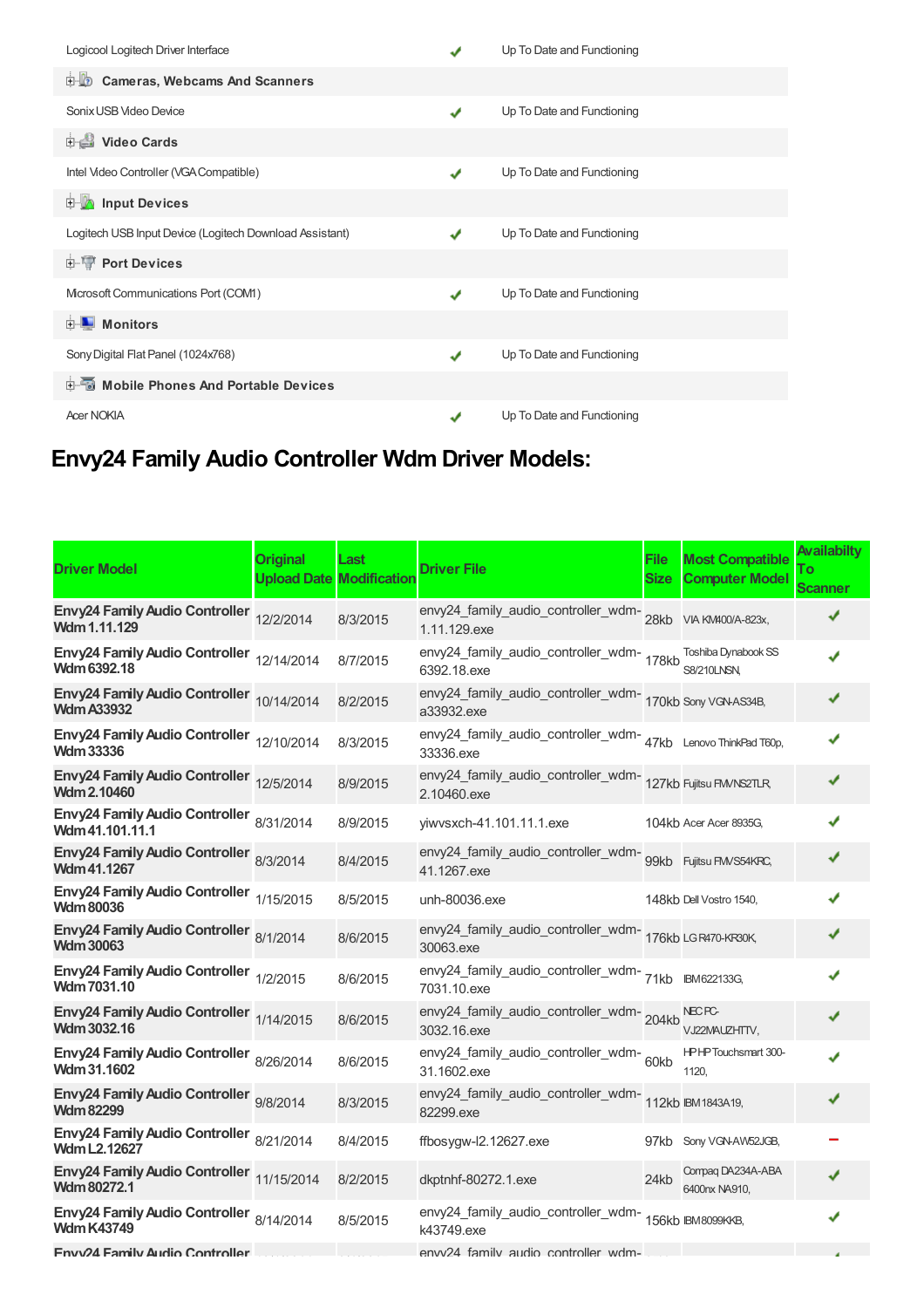| | | |
|---|---|---|
| Logicool Logitech Driver Interface | ✔ | Up To Date and Functioning |
| **Cameras, Webcams And Scanners** | | |
| Sonix USB Video Device | ✔ | Up To Date and Functioning |
| **Video Cards** | | |
| Intel Video Controller (VGA Compatible) | ✔ | Up To Date and Functioning |
| **Input Devices** | | |
| Logitech USB Input Device (Logitech Download Assistant) | ✔ | Up To Date and Functioning |
| **Port Devices** | | |
| Microsoft Communications Port (COM1) | ✔ | Up To Date and Functioning |
| **Monitors** | | |
| Sony Digital Flat Panel (1024x768) | ✔ | Up To Date and Functioning |
| **Mobile Phones And Portable Devices** | | |
| Acer NOKIA | ✔ | Up To Date and Functioning |

## Envy24 Family Audio Controller Wdm Driver Models:

| Driver Model | Original Upload Date | Last Modification | Driver File | File Size | Most Compatible Computer Model | Availabilty To Scanner |
|---|---|---|---|---|---|---|
| **Envy24 Family Audio Controller Wdm 1.11.129** | 12/2/2014 | 8/3/2015 | envy24_family_audio_controller_wdm-1.11.129.exe | 28kb | VIA KM400/A-823x, | ✔ |
| **Envy24 Family Audio Controller Wdm 6392.18** | 12/14/2014 | 8/7/2015 | envy24_family_audio_controller_wdm-6392.18.exe | 178kb | Toshiba Dynabook SS S8/210LNSN, | ✔ |
| **Envy24 Family Audio Controller Wdm A33932** | 10/14/2014 | 8/2/2015 | envy24_family_audio_controller_wdm-a33932.exe | 170kb | Sony VGN-AS34B, | ✔ |
| **Envy24 Family Audio Controller Wdm 33336** | 12/10/2014 | 8/3/2015 | envy24_family_audio_controller_wdm-33336.exe | 47kb | Lenovo ThinkPad T60p, | ✔ |
| **Envy24 Family Audio Controller Wdm 2.10460** | 12/5/2014 | 8/9/2015 | envy24_family_audio_controller_wdm-2.10460.exe | 127kb | Fujitsu FMVNS2TLR, | ✔ |
| **Envy24 Family Audio Controller Wdm 41.101.11.1** | 8/31/2014 | 8/9/2015 | yiwvsxch-41.101.11.1.exe | 104kb | Acer Acer 8935G, | ✔ |
| **Envy24 Family Audio Controller Wdm 41.1267** | 8/3/2014 | 8/4/2015 | envy24_family_audio_controller_wdm-41.1267.exe | 99kb | Fujitsu FMVS54KRC, | ✔ |
| **Envy24 Family Audio Controller Wdm 80036** | 1/15/2015 | 8/5/2015 | unh-80036.exe | 148kb | Dell Vostro 1540, | ✔ |
| **Envy24 Family Audio Controller Wdm 30063** | 8/1/2014 | 8/6/2015 | envy24_family_audio_controller_wdm-30063.exe | 176kb | LG R470-KR30K, | ✔ |
| **Envy24 Family Audio Controller Wdm 7031.10** | 1/2/2015 | 8/6/2015 | envy24_family_audio_controller_wdm-7031.10.exe | 71kb | IBM622133G, | ✔ |
| **Envy24 Family Audio Controller Wdm 3032.16** | 1/14/2015 | 8/6/2015 | envy24_family_audio_controller_wdm-3032.16.exe | 204kb | NEC PC-VJ22MAUZHTTV, | ✔ |
| **Envy24 Family Audio Controller Wdm 31.1602** | 8/26/2014 | 8/6/2015 | envy24_family_audio_controller_wdm-31.1602.exe | 60kb | HP HP Touchsmart 300-1120, | ✔ |
| **Envy24 Family Audio Controller Wdm 82299** | 9/8/2014 | 8/3/2015 | envy24_family_audio_controller_wdm-82299.exe | 112kb | IBM1843A19, | ✔ |
| **Envy24 Family Audio Controller Wdm L2.12627** | 8/21/2014 | 8/4/2015 | ffbosygw-l2.12627.exe | 97kb | Sony VGN-AW52JGB, | – |
| **Envy24 Family Audio Controller Wdm 80272.1** | 11/15/2014 | 8/2/2015 | dkptnhf-80272.1.exe | 24kb | Compaq DA234A-ABA 6400nx NA910, | ✔ |
| **Envy24 Family Audio Controller Wdm K43749** | 8/14/2014 | 8/5/2015 | envy24_family_audio_controller_wdm-k43749.exe | 156kb | IBM8099KKB, | ✔ |
| **Envy24 Family Audio Controller** | | | envy24_family_audio_controller_wdm- | | | |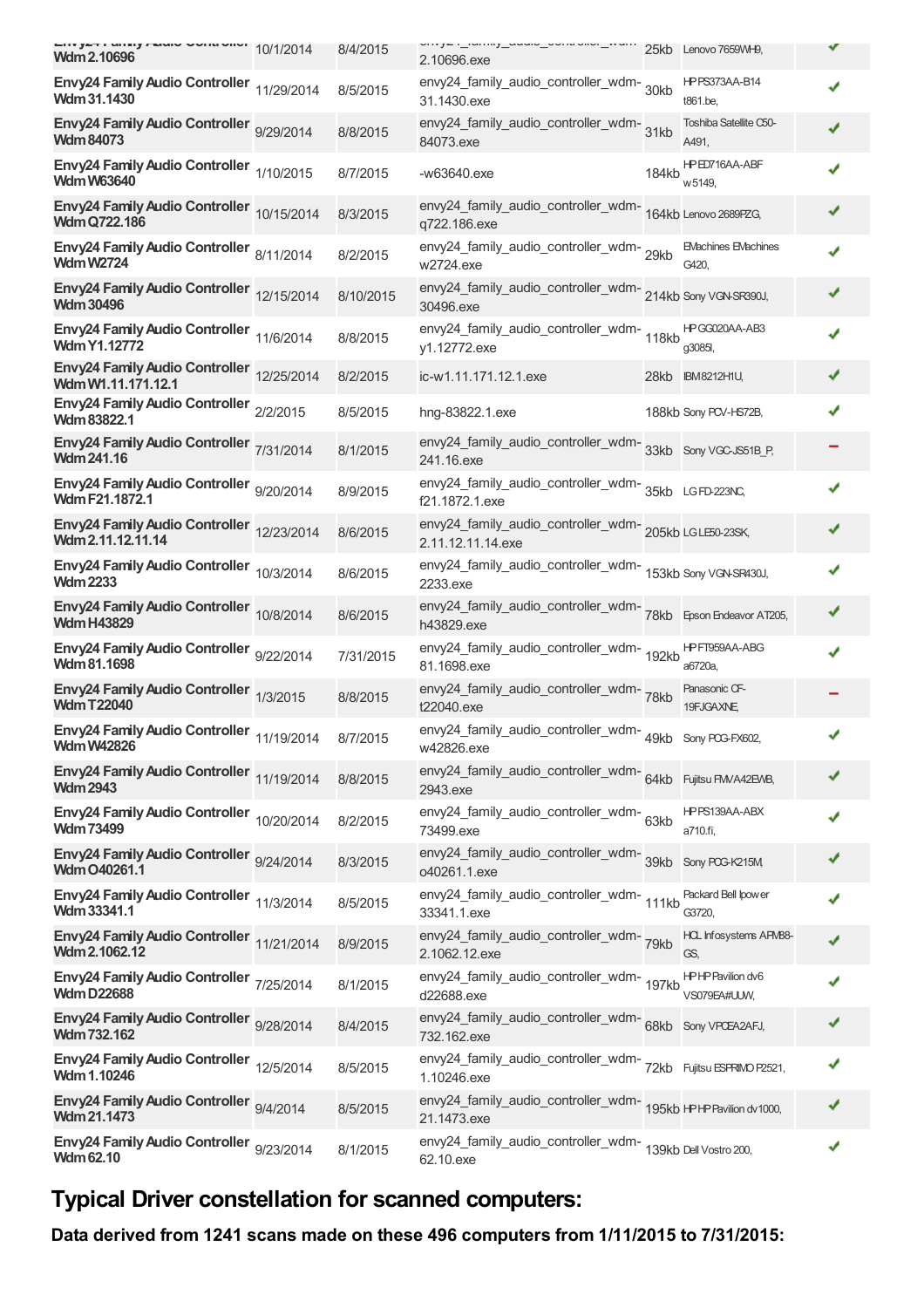| | | | | | | |
|---|---|---|---|---|---|---|
| Envy24 Family Audio Controller Wdm 2.10696 | 10/1/2014 | 8/4/2015 | envy24_family_audio_controller_wdm-2.10696.exe | 25kb | Lenovo 7659WH9, | ✔ |
| Envy24 Family Audio Controller Wdm 31.1430 | 11/29/2014 | 8/5/2015 | envy24_family_audio_controller_wdm-31.1430.exe | 30kb | HP PS373AA-B14 t861.be, | ✔ |
| Envy24 Family Audio Controller Wdm 84073 | 9/29/2014 | 8/8/2015 | envy24_family_audio_controller_wdm-84073.exe | 31kb | Toshiba Satellite C50-A491, | ✔ |
| Envy24 Family Audio Controller Wdm W63640 | 1/10/2015 | 8/7/2015 | -w63640.exe | 184kb | HP ED716AA-ABF w5149, | ✔ |
| Envy24 Family Audio Controller Wdm Q722.186 | 10/15/2014 | 8/3/2015 | envy24_family_audio_controller_wdm-q722.186.exe | 164kb | Lenovo 2689FZG, | ✔ |
| Envy24 Family Audio Controller Wdm W2724 | 8/11/2014 | 8/2/2015 | envy24_family_audio_controller_wdm-w2724.exe | 29kb | EMachines EMachines G420, | ✔ |
| Envy24 Family Audio Controller Wdm 30496 | 12/15/2014 | 8/10/2015 | envy24_family_audio_controller_wdm-30496.exe | 214kb | Sony VGN-SR390J, | ✔ |
| Envy24 Family Audio Controller Wdm Y1.12772 | 11/6/2014 | 8/8/2015 | envy24_family_audio_controller_wdm-y1.12772.exe | 118kb | HP GG020AA-AB3 g3085l, | ✔ |
| Envy24 Family Audio Controller Wdm W1.11.171.12.1 | 12/25/2014 | 8/2/2015 | ic-w1.11.171.12.1.exe | 28kb | IBM 8212H1U, | ✔ |
| Envy24 Family Audio Controller Wdm 83822.1 | 2/2/2015 | 8/5/2015 | hng-83822.1.exe | 188kb | Sony PCV-HS72B, | ✔ |
| Envy24 Family Audio Controller Wdm 241.16 | 7/31/2014 | 8/1/2015 | envy24_family_audio_controller_wdm-241.16.exe | 33kb | Sony VGC-JS51B_P, | − |
| Envy24 Family Audio Controller Wdm F21.1872.1 | 9/20/2014 | 8/9/2015 | envy24_family_audio_controller_wdm-f21.1872.1.exe | 35kb | LG FD-223NC, | ✔ |
| Envy24 Family Audio Controller Wdm 2.11.12.11.14 | 12/23/2014 | 8/6/2015 | envy24_family_audio_controller_wdm-2.11.12.11.14.exe | 205kb | LG LE50-23SK, | ✔ |
| Envy24 Family Audio Controller Wdm 2233 | 10/3/2014 | 8/6/2015 | envy24_family_audio_controller_wdm-2233.exe | 153kb | Sony VGN-SR430J, | ✔ |
| Envy24 Family Audio Controller Wdm H43829 | 10/8/2014 | 8/6/2015 | envy24_family_audio_controller_wdm-h43829.exe | 78kb | Epson Endeavor AT205, | ✔ |
| Envy24 Family Audio Controller Wdm 81.1698 | 9/22/2014 | 7/31/2015 | envy24_family_audio_controller_wdm-81.1698.exe | 192kb | HP FT959AA-ABG a6720a, | ✔ |
| Envy24 Family Audio Controller Wdm T22040 | 1/3/2015 | 8/8/2015 | envy24_family_audio_controller_wdm-t22040.exe | 78kb | Panasonic CF-19FJGAXNE, | − |
| Envy24 Family Audio Controller Wdm W42826 | 11/19/2014 | 8/7/2015 | envy24_family_audio_controller_wdm-w42826.exe | 49kb | Sony PCG-FX602, | ✔ |
| Envy24 Family Audio Controller Wdm 2943 | 11/19/2014 | 8/8/2015 | envy24_family_audio_controller_wdm-2943.exe | 64kb | Fujitsu FMVA42EWB, | ✔ |
| Envy24 Family Audio Controller Wdm 73499 | 10/20/2014 | 8/2/2015 | envy24_family_audio_controller_wdm-73499.exe | 63kb | HP PS139AA-ABX a710.fi, | ✔ |
| Envy24 Family Audio Controller Wdm O040261.1 | 9/24/2014 | 8/3/2015 | envy24_family_audio_controller_wdm-o040261.1.exe | 39kb | Sony PCG-K215M, | ✔ |
| Envy24 Family Audio Controller Wdm 33341.1 | 11/3/2014 | 8/5/2015 | envy24_family_audio_controller_wdm-33341.1.exe | 111kb | Packard Bell Ipower G3720, | ✔ |
| Envy24 Family Audio Controller Wdm 2.1062.12 | 11/21/2014 | 8/9/2015 | envy24_family_audio_controller_wdm-2.1062.12.exe | 79kb | HCL Infosystems AFMB8-GS, | ✔ |
| Envy24 Family Audio Controller Wdm D22688 | 7/25/2014 | 8/1/2015 | envy24_family_audio_controller_wdm-d22688.exe | 197kb | HP HP Pavilion dv6 VS079EA#UUW, | ✔ |
| Envy24 Family Audio Controller Wdm 732.162 | 9/28/2014 | 8/4/2015 | envy24_family_audio_controller_wdm-732.162.exe | 68kb | Sony VPCEA2AFJ, | ✔ |
| Envy24 Family Audio Controller Wdm 1.10246 | 12/5/2014 | 8/5/2015 | envy24_family_audio_controller_wdm-1.10246.exe | 72kb | Fujitsu ESPRIMO P2521, | ✔ |
| Envy24 Family Audio Controller Wdm 21.1473 | 9/4/2014 | 8/5/2015 | envy24_family_audio_controller_wdm-21.1473.exe | 195kb | HP HP Pavilion dv1000, | ✔ |
| Envy24 Family Audio Controller Wdm 62.10 | 9/23/2014 | 8/1/2015 | envy24_family_audio_controller_wdm-62.10.exe | 139kb | Dell Vostro 200, | ✔ |

## Typical Driver constellation for scanned computers:

**Data derived from 1241 scans made on these 496 computers from 1/11/2015 to 7/31/2015:**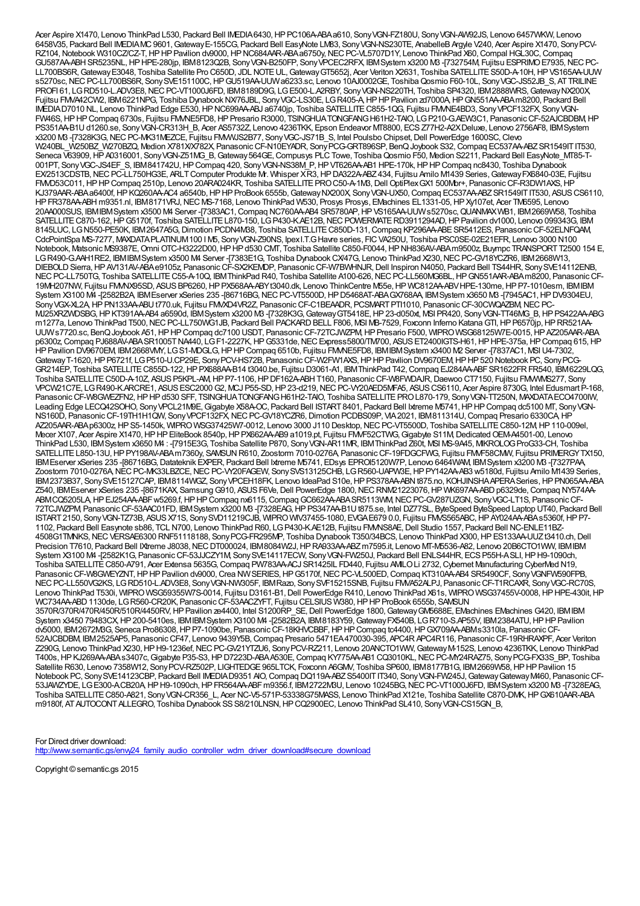Acer Aspire X1470, Lenovo ThinkPad L530, Packard Bell IMEDIA6430, HP PC106A-ABA a610, Sony VGN-FZ180U, Sony VGN-AW92JS, Lenovo 6457WKW, Lenovo 6458V35, Packard Bell IMEDIA MC 9601, Gateway E-155CG, Packard Bell EasyNote LM83, Sony VGN-NS230TE, AnabelleB Argyle V240, Acer Aspire X1470, Sony PCV-RZ104, Notebook W310CZ/CZ-T, HP HP Pavilion dv9000, HP NC684AAR-ABA a6750y, NEC PC-VL5707D1Y, Lenovo ThinkPad X60, Compal HGL30C, Compaq GU587AA-ABH SR5235NL, HP HPE-280jp, IBM 8123Q2B, Sony VGN-B250FP, Sony VPCEC2RFX, IBM System x3200 M3 -[732754M, Fujitsu ESPRIMO E7935, NEC PC-LL700BS6R, Gateway E3048, Toshiba Satellite Pro C650D, JDL NOTE UL, Gateway GT5652j, Acer Veriton X2631, Toshiba SATELLITE S50D-A-10H, HP VS165AA-UUW s5270sc, NEC PC-LL700BS6R, Sony SVE151100C, HP GU519AA-UUW a6233.sc, Lenovo 10AJ0002GE, Toshiba Qosmio F60-10L, Sony VGC-JS52JB_S, AT TRILINE PROFI 61, LG RD510-L.ADV3E8, NEC PC-VT1000J6FD, IBM 8189D9G, LG E500-L.A2RBY, Sony VGN-NS220TH, Toshiba SP4320, IBM 2888WRS, Gateway NX200X, Fujitsu FMVA42CW2, IBM 6221NPG, Toshiba Dynabook NX/76JBL, Sony VGC-LS30E, LG R405-A, HP HP Pavilion zd7000A, HP GN551AA-ABA m8200, Packard Bell IMEDIA D7010 NL, Lenovo ThinkPad Edge E530, HP NC699AA-ABJ a6740jp, Toshiba SATELLITE C855-1QG, Fujitsu FMVNE4BD3, Sony VPCF132FX, Sony VGN-FW46S, HP HP Compaq 6730s, Fujitsu FMVNE5FD8, HP Presario R3000, TSINGHUA TONGFANG H61H2-TAIO, LG P210-G.AEW3C1, Panasonic CF-52AJCBDBM, HP PS351AA-B1U d1260.se, Sony VGN-CR313H_B, Acer AS5732Z, Lenovo 4236TKK, Epson Endeavor MT8800, ECS Z77H2-A2X Deluxe, Lenovo 2756AF8, IBM System x3200 M3 -[7328K3G, NEC PC-MK31MEZCE, Fujitsu FMVWJS2B77, Sony VGC-JS71B_S, Intel Poulsbo Chipset, Dell PowerEdge 1600SC, Clevo W240BL_W250BZ_W270BZQ, Medion X781X/X782X, Panasonic CF-N10EYADR, Sony PCG-GRT896SP, BenQ Joybook S32, Compaq EC537AA-ABZ SR1549IT IT530, Seneca V63909, HP A0316001, Sony VGN-Z51MG_B, Gateway 564GE, Compusys PLC Towe, Toshiba Qosmio F50, Medion S2211, Packard Bell EasyNote_MT85-T-001PT, Sony VGC-JS4EF_S, IBM 841742U, HP Compaq 420, Sony VGN-NS38M_P, HP VT626AA-AB1 HPE-170k, HP HP Compaq nc8430, Toshiba Dynabook EX/2513CDSTB, NEC PC-LL750HG3E, ARLT Computer Produkte Mr. Whisper X R3, HP DA322A-ABZ 434, Fujitsu Amilo M1439 Series, Gateway FX6840-03E, Fujitsu FMVD53C011, HP HP Compaq 2510p, Lenovo 20ARA024KR, Toshiba SATELLITE PRO C50-A-1M3, Dell OptiPlex GX1 500Mbr+, Panasonic CF-R3DW1AXS, HP KJ379AAR-ABA a6400f, HP KQ260AA-AC4 a6540b, HP HP ProBook 6555b, Gateway NX200X, Sony VGN-UX50, Compaq EC537AA-ABZ SR1549IT IT530, ASUS CS6110, HP FR378AA-ABH m9351.nl, IBM 8171VRJ, NEC MS-7168, Lenovo ThinkPad W530, Prosys Prosys, EMachines EL1331-05, HP Xy107et, Acer TM6595, Lenovo 20AA000SUS, IBM IBM System x3500 M4 Server -[7383AC1, Compaq NC760AA-AB4 SR5780AP, HP VS165AA-UUW s5270sc, QUANMAX WB1, IBM 2669W58, Toshiba SATELLITE C870-162, HP G5170f, Toshiba SATELLITE L870-150, LG P430-K.AE12B, NEC POWERMATE RD3911294AD, HP Pavilion dv1000, Lenovo 099343G, IBM 8145LUC, LG N550-PE50K, IBM 2647A5G, Dimotion PCDN4M38, Toshiba SATELLITE C850D-131, Compaq KP296AA-ABE SR5412ES, Panasonic CF-52ELNFQAM, CdcPointSpa MS-7277, MAXDATA PLATINUM 100 I M5, Sony VGN-Z90NS, Ipex I.T.G Havre series, FIC VA250U, Toshiba PSC0SE-02E21EFR, Lenovo 3000 N100 Notebook, Matsonic MS9387E, Omni OTC-H3222D00, HP HP d530 CMT, Toshiba Satellite C850-F0044, HP NH836AV-ABA m9500z, Buympc TRANSPORT T2500 154 E, LG R490-G.AAH1RE2, IBM IBM System x3500 M4 Server -[7383E1G, Toshiba Dynabook CX/47G, Lenovo ThinkPad X230, NEC PC-GV18YCZR6, IBM 2668W13, DIEBOLD Sierra, HP AV131AV-ABA e9105z, Panasonic CF-SX2KEMDP, Panasonic CF-W7BWHNJR, Dell Inspiron N4050, Packard Bell TS44HR, Sony SVE14112ENB, NEC PC-LL750TG, Toshiba SATELLITE C55-A-10Q, IBM ThinkPad R40, Toshiba Satellite A100-626, NEC PC-LL560MG6BL, HP GN551AAR-ABA m8200, Panasonic CF-19MH207NW, Fujitsu FMVNX95SD, ASUS BP6260, HP PX568AA-ABY t3040.dk, Lenovo ThinkCentre M55e, HP WC812AA-ABV HPE-130me, HP P7-1010esm, IBM IBM System X3100 M4 -[2582B2A, IBM Eserver xSeries 235 -[86716BG, NEC PC-VT5500D, HP D5468AT-ABA GX768AA, IBM System x3650 M3 -[7945AC1, HP DV9304EU, Sony VGX-XL2A, HP PN133AA-ABU t770.uk, Fujitsu FMVXD4VR2Z, Panasonic CF-C1BEAADR, PCSMART PTI1010, Panasonic CF-30CWQAZBM, NEC PC-MJ25XRZWDSBG, HP KT391AA-AB4 a6590d, IBM System x3200 M3 -[7328K3G, Gateway GT5418E, HP 23-d050xt, MSI PR420, Sony VGN-TT46MG_B, HP PS422AA-ABG m1277a, Lenovo ThinkPad T500, NEC PC-LL750WG1JB, Packard Bell PACKARD BELL F806, MSI MB-7529, Foxconn Inferno Katana GTI, HP P6570jp, HP RR521AA-UUW s7720.sc, BenQ Joybook A51, HP HP Compaq dc7100 USDT, Panasonic CF-72TCJWZPM, HP Presario F500, WIPRO WSG68125W7E-0015, HP AZ205AAR-ABA p6300z, Compaq PJ688AV-ABA SR1005T NA440, LG F1-2227K, HP G5331de, NEC Express5800/TM700, ASUS ET2400IGTS-H61, HP HPE-375a, HP Compaq 615, HP HP Pavilion DV9670EM, IBM 2668VMY, LG S1-MDGLG, HP HP Compaq 6510b, Fujitsu FMVNE5FD8, IBM IBM System x3400 M2 Server -[7837AC1, MSI U4-7302, Gateway T-1620, HP P6721f, LG P510-U.CP29E, Sony PCV-HS72B, Panasonic CF-W2FW1AXS, HP HP Pavilion DV9670EM, HP HP 520 Notebook PC, Sony PCG-GR214EP, Toshiba SATELLITE C855D-122, HP PX688AA-B14 t3040.be, Fujitsu D3061-A1, IBM ThinkPad T42, Compaq EJ284AA-ABF SR1622FR FR540, IBM 6229LQG, Toshiba SATELLITE C50D-A-10Z, ASUS P5KPL-AM, HP P7-1106, HP DF162A-ABH T160, Panasonic CF-W8FWDAJR, Daewoo CT7150, Fujitsu FMVWMS277, Sony VPCW21C7E, LG R490-K.ARCRE1, ASUS ESC2000 G2, MCJ P55-SD, HP 23-d219, NEC PC-VY20AED5MFA5, ASUS CS6110, Acer Aspire 8730G, Intel Edusmart P-168, Panasonic CF-W8GWEZFN2, HP HP d530 SFF, TSINGHUA TONGFANG H61H2-TAIO, Toshiba SATELLITE PRO L870-179, Sony VGN-TT250N, MAXDATA ECO4700IW, Leading Edge LECQ42SOHO, Sony VPCL21M9E, Gigabyte X58A-OC, Packard Bell ISTART 8401, Packard Bell Ixtreme M5741, HP HP Compaq dc5100 MT, Sony VGN-NS160D, Panasonic CF-19TH1H1QW, Sony VPCF132FX, NEC PC-GV18YCZR6, Dimotion PCDBS09P, VIA 2021, IBM 811314U, Compaq Presario 6330CA, HP AZ205AAR-ABA p6300z, HP S5-1450k, WIPRO WSG37425W7-0012, Lenovo 3000 J110 Desktop, NEC PC-VT5500D, Toshiba SATELLITE C850-12M, HP 110-009el, Mecer X107, Acer Aspire X1470, HP EliteBook 8540p, HP PX662AA-AB9 a1019.pt, Fujitsu FMVF52CTWG, Gigabyte S11M, Dedicated OEM-A4501-00, Lenovo ThinkPad L530, IBM System x3650 M4 : -[7915E3G, Toshiba Satellite P870, Sony VGN-AR11MR, IBM ThinkPad Z60t, MSI MS-9A45, MIKROLOG ProG33-CH, Toshiba SATELLITE L850-13U, HP PY198AV-ABA m7360y, SAMSUN R610, Zoostorm 7010-0276A, Panasonic CF-19FDGCFWG, Fujitsu FMVF58CMW, Fujitsu PRIMERGY TX150, IBM Eserver xSeries 235 -[86716BG, Datateknik EXPER, Packard Bell Ixtreme M5741, EDsys EPROI5120W7P, Lenovo 6464WAM, IBM System x3200 M3 -[7327PAA, Zoostorm 7010-0276A, NEC PC-MK33LBZCE, NEC PC-VY20FAGEW, Sony SVS13125CHB, LG R560-UAPW3E, HP PY142AA-AB3 w5180d, Fujitsu Amilo M1439 Series, IBM 2373B37, Sony SVE15127CAP, IBM 8114WGZ, Sony VPCEH18FK, Lenovo IdeaPad S10e, HP PS378AA-ABN t875.no, KOHJINSHA APERA Series, HP PN065AA-ABA Z540, IBM Eserver xSeries 235 -[8671KAX, Samsung G910, ASUS F6Ve, Dell PowerEdge 1800, NEC RNM21223076, HP WK697AA-ABD p6329de, Compaq NY574AA-ABM CQ5205LA, HP EJ254AA-ABF w5269.f, HP HP Compaq nx6115, Compaq GC662AA-ABA SR5113WM, NEC PC-GV287UZGN, Sony VGC-LT1S, Panasonic CF-72TCJWZPM, Panasonic CF-53AAC01FD, IBM System x3200 M3 -[7328EAG, HP PS347AA-B1U t875.se, Intel DZ77SL, ByteSpeed ByteSpeed Laptop UT40, Packard Bell ISTART 2150, Sony VGN-TZ73B, ASUS X71S, Sony SVD11219CJB, WIPRO WIV37455-1080, EVGA E679 0.0, Fujitsu FMVS565ABC, HP AY024AA-ABA s5360f, HP P7-1102, Packard Bell Easynote sb86, TCL N700, Lenovo ThinkPad R60, LG P430-K.AE12B, Fujitsu FMVNS8AE, Dell Studio 1557, Packard Bell NC-ENLE11BZ-4508G1TMNKS, NEC VERSAE6300 RNF51118188, Sony PCG-FR295MP, Toshiba Dynabook T350/34BCS, Lenovo ThinkPad X300, HP ES133AA-UUZ t3410.ch, Dell Precision T7610, Packard Bell IXtreme J8038, NEC DT000024, IBM 8084W2J, HP RA933AA-ABZ m7595.it, Lenovo MT-M5536-A82, Lenovo 20B6CTO1WW, IBM IBM System X3100 M4 -[2582K1G, Panasonic CF-53JCZY1M, Sony SVE14117ECW, Sony VGN-FW250J, Packard Bell ENLS44HR, ECS P55H-A SLI, HP H9-1090ch, Toshiba SATELLITE C850-A791, Acer Extensa 5635G, Compaq PW783AA-ACJ SR1425IL FD440, Fujitsu AMILO Li 2732, Cybernet Manufacturing CyberMed N19, Panasonic CF-W8GWEYZNT, HP HP Pavilion dv9000, Crea NW SERIES, HP G5170f, NEC PC-VL500ED, Compaq KT310AA-AB4 SR5490CF, Sony VGNFW590FPB, NEC PC-LL550VG2KS, LG RD510-L.ADV3E8, Sony VGN-NW305F, IBM Razo, Sony SVF15215SNB, Fujitsu FMVA52ALPJ, Panasonic CF-T1RCAXR, Sony VGC-RC70S, Lenovo ThinkPad T530i, WIPRO WSG59355W7S-0014, Fujitsu D3161-B1, Dell PowerEdge R410, Lenovo ThinkPad X61s, WIPRO WSG37455V-0008, HP HPE-430it, HP WC734AA-ABD 1130de, LG R560-CR20K, Panasonic CF-53AACZYFT, Fujitsu CELSIUS W380, HP HP ProBook 6555b, SAMSUN 370R/370R/470R/450R/510R/4450RV, HP Pavilion ze4400, Intel S1200RP_SE, Dell PowerEdge 1800, Gateway GM5688E, EMachines EMachines G420, IBM IBM System x3450 79483CX, HP 200-5410es, IBM IBM System X3100 M4 -[2582B2A, IBM 8183Y59, Gateway FX540B, LG R710-S.AP55V, IBM 2384ATU, HP HP Pavilion dv5000, IBM 2672M3G, Seneca Pro86308, HP P7-1090be, Panasonic CF-18KHVCBBF, HP HP Compaq tc4400, HP GX709AA-ABM s3310la, Panasonic CF-52AJCBDBM, IBM 2525AP5, Panasonic CF47, Lenovo 9439Y5B, Compaq Presario 5471EA 470030-395, APC4R APC4R116, Panasonic CF-19RHRAXPF, Acer Veriton Z290G, Lenovo ThinkPad X230, HP H9-1236ef, NEC PC-GV21YTZU6, Sony PCV-RZ211, Lenovo 20ANCTO1WW, Gateway M-152S, Lenovo 4236TKK, Lenovo ThinkPad T400s, HP KJ269AA-ABA s3407c, Gigabyte P35-S3, HP D7223D-ABA A530E, Compaq KY775AA-AB1 CQ3010KL, NEC PC-MY24RAZ75, Sony PCG-FX33S_BP, Toshiba Satellite R630, Lenovo 7358W12, Sony PCV-RZ502P, LIGHTEDGE 965LTCK, Foxconn A6GMV, Toshiba SP600, IBM 8177B1G, IBM 2669W58, HP HP Pavilion 15 Notebook PC, Sony SVE14123CBP, Packard Bell IMEDIA D9351 AIO, Compaq DQ119A-ABZ S5400IT IT340, Sony VGN-FW245J, Gateway Gateway M460, Panasonic CF-53JAWZYDE, LG E300-A.CB20A, HP H9-1090ch, HP FR564AA-ABF m9356.f, IBM 2722M3U, Lenovo 10245BG, NEC PC-VT1000J6FD, IBM System x3200 M3 -[7328EAG, Toshiba SATELLITE C850-A821, Sony VGN-CR356_L, Acer NC-V5-571P-53338G75MASS, Lenovo ThinkPad X121e, Toshiba Satellite C870-DMK, HP GX610AAR-ABA m9180f, AT AUTOCONT ALLEGRO, Toshiba Dynabook SS S8/210LNSN, HP CQ2900EC, Lenovo ThinkPad SL410, Sony VGN-CS15GN_B,

For Direct driver download:
[http://www.semantic.gs/envy24_family_audio_controller_wdm_driver_download#secure_download](http://www.semantic.gs/envy24_family_audio_controller_wdm_driver_download#secure_download)

Copyright © semantic.gs 2015